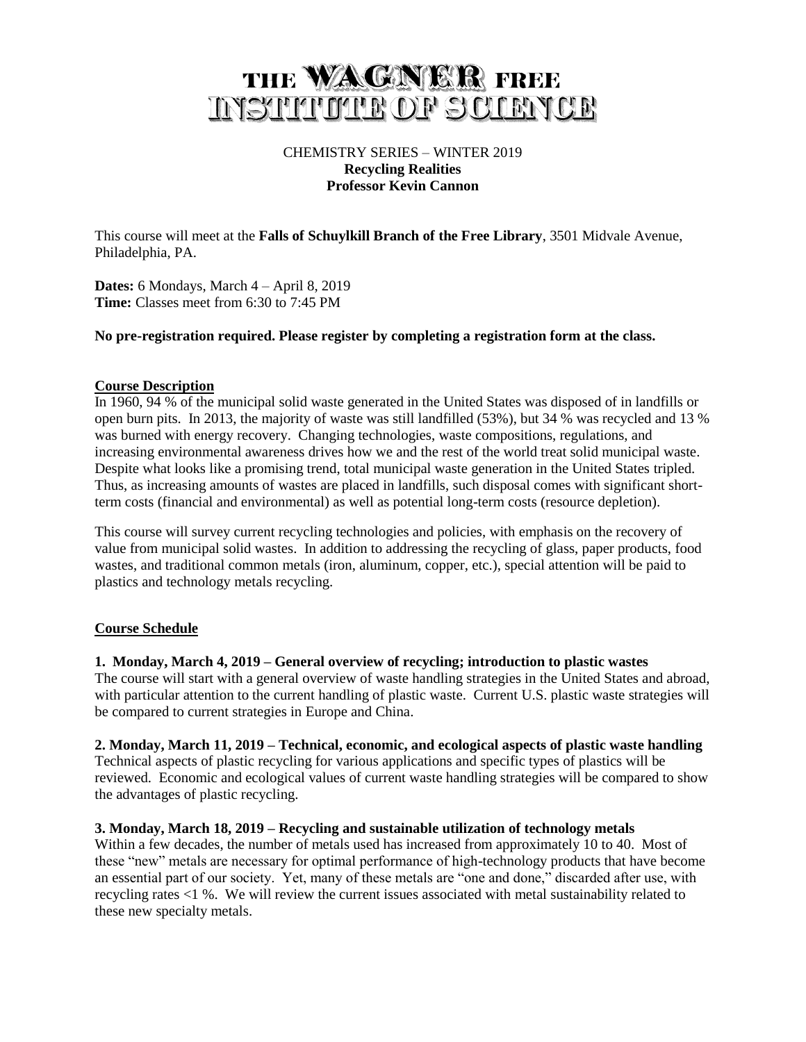# THE WAGNER FREE INSTITUTE OF SCIENCE

CHEMISTRY SERIES – WINTER 2019

**Recycling Realities**

**Professor Kevin Cannon**

This course will meet at the **Falls of Schuylkill Branch of the Free Library**, 3501 Midvale Avenue, Philadelphia, PA.

**Dates:** 6 Mondays, March 4 – April 8, 2019
**Time:** Classes meet from 6:30 to 7:45 PM

**No pre-registration required. Please register by completing a registration form at the class.**

## Course Description

In 1960, 94 % of the municipal solid waste generated in the United States was disposed of in landfills or open burn pits. In 2013, the majority of waste was still landfilled (53%), but 34 % was recycled and 13 % was burned with energy recovery. Changing technologies, waste compositions, regulations, and increasing environmental awareness drives how we and the rest of the world treat solid municipal waste. Despite what looks like a promising trend, total municipal waste generation in the United States tripled. Thus, as increasing amounts of wastes are placed in landfills, such disposal comes with significant short-term costs (financial and environmental) as well as potential long-term costs (resource depletion).

This course will survey current recycling technologies and policies, with emphasis on the recovery of value from municipal solid wastes. In addition to addressing the recycling of glass, paper products, food wastes, and traditional common metals (iron, aluminum, copper, etc.), special attention will be paid to plastics and technology metals recycling.

## Course Schedule

**1. Monday, March 4, 2019 – General overview of recycling; introduction to plastic wastes**
The course will start with a general overview of waste handling strategies in the United States and abroad, with particular attention to the current handling of plastic waste. Current U.S. plastic waste strategies will be compared to current strategies in Europe and China.

**2. Monday, March 11, 2019 – Technical, economic, and ecological aspects of plastic waste handling**
Technical aspects of plastic recycling for various applications and specific types of plastics will be reviewed. Economic and ecological values of current waste handling strategies will be compared to show the advantages of plastic recycling.

**3. Monday, March 18, 2019 – Recycling and sustainable utilization of technology metals**
Within a few decades, the number of metals used has increased from approximately 10 to 40. Most of these "new" metals are necessary for optimal performance of high-technology products that have become an essential part of our society. Yet, many of these metals are "one and done," discarded after use, with recycling rates <1 %. We will review the current issues associated with metal sustainability related to these new specialty metals.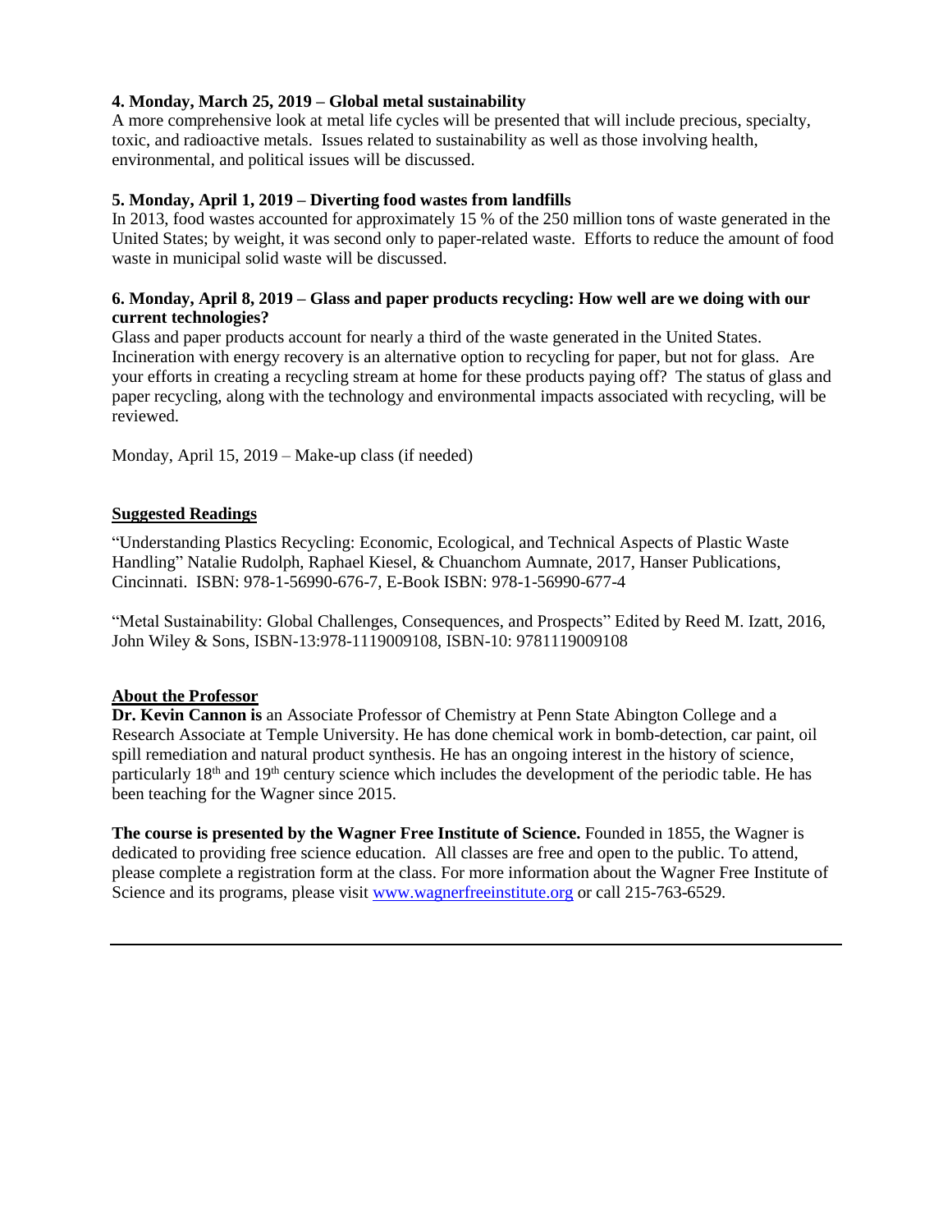**4. Monday, March 25, 2019 – Global metal sustainability**
A more comprehensive look at metal life cycles will be presented that will include precious, specialty, toxic, and radioactive metals. Issues related to sustainability as well as those involving health, environmental, and political issues will be discussed.

**5. Monday, April 1, 2019 – Diverting food wastes from landfills**
In 2013, food wastes accounted for approximately 15 % of the 250 million tons of waste generated in the United States; by weight, it was second only to paper-related waste. Efforts to reduce the amount of food waste in municipal solid waste will be discussed.

**6. Monday, April 8, 2019 – Glass and paper products recycling: How well are we doing with our current technologies?**
Glass and paper products account for nearly a third of the waste generated in the United States. Incineration with energy recovery is an alternative option to recycling for paper, but not for glass. Are your efforts in creating a recycling stream at home for these products paying off? The status of glass and paper recycling, along with the technology and environmental impacts associated with recycling, will be reviewed.

Monday, April 15, 2019 – Make-up class (if needed)

## Suggested Readings

"Understanding Plastics Recycling: Economic, Ecological, and Technical Aspects of Plastic Waste Handling" Natalie Rudolph, Raphael Kiesel, & Chuanchom Aumnate, 2017, Hanser Publications, Cincinnati. ISBN: 978-1-56990-676-7, E-Book ISBN: 978-1-56990-677-4

"Metal Sustainability: Global Challenges, Consequences, and Prospects" Edited by Reed M. Izatt, 2016, John Wiley & Sons, ISBN-13:978-1119009108, ISBN-10: 9781119009108

## About the Professor

**Dr. Kevin Cannon is** an Associate Professor of Chemistry at Penn State Abington College and a Research Associate at Temple University. He has done chemical work in bomb-detection, car paint, oil spill remediation and natural product synthesis. He has an ongoing interest in the history of science, particularly 18th and 19th century science which includes the development of the periodic table. He has been teaching for the Wagner since 2015.

**The course is presented by the Wagner Free Institute of Science.** Founded in 1855, the Wagner is dedicated to providing free science education. All classes are free and open to the public. To attend, please complete a registration form at the class. For more information about the Wagner Free Institute of Science and its programs, please visit www.wagnerfreeinstitute.org or call 215-763-6529.